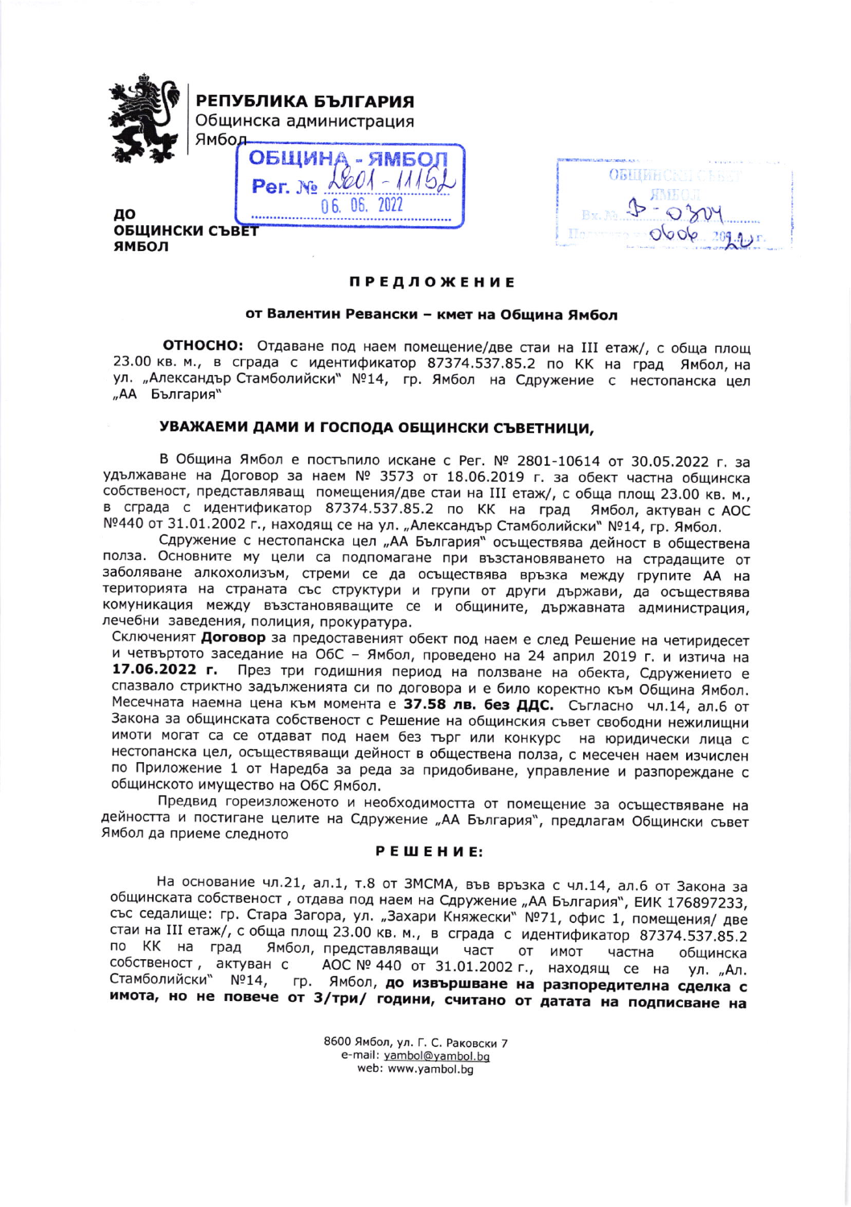**РЕПУБЛИКА БЪЛГАРИЯ**
Общинска администрация
Ямбол

ОБЩИНА - ЯМБОЛ
Рег. № 2801-11152
06. 06. 2022

ОБЩИНСКИ СЪВЕТ
ЯМБОЛ
Вх. № Д-0304
06.06. 2022 г.

**ДО**
**ОБЩИНСКИ СЪВЕТ**
**ЯМБОЛ**

## ПРЕДЛОЖЕНИЕ

### от Валентин Ревански – кмет на Община Ямбол

**ОТНОСНО:** Отдаване под наем помещение/две стаи на III етаж/, с обща площ 23.00 кв. м., в сграда с идентификатор 87374.537.85.2 по КК на град Ямбол, на ул. „Александър Стамболийски" №14, гр. Ямбол на Сдружение с нестопанска цел „АА България"

### УВАЖАЕМИ ДАМИ И ГОСПОДА ОБЩИНСКИ СЪВЕТНИЦИ,

В Община Ямбол е постъпило искане с Рег. № 2801-10614 от 30.05.2022 г. за удължаване на Договор за наем № 3573 от 18.06.2019 г. за обект частна общинска собственост, представляващ помещения/две стаи на III етаж/, с обща площ 23.00 кв. м., в сграда с идентификатор 87374.537.85.2 по КК на град Ямбол, актуван с АОС №440 от 31.01.2002 г., находящ се на ул. „Александър Стамболийски" №14, гр. Ямбол.

Сдружение с нестопанска цел „АА България" осъществява дейност в обществена полза. Основните му цели са подпомагане при възстановяването на страдащите от заболяване алкохолизъм, стреми се да осъществява връзка между групите АА на територията на страната със структури и групи от други държави, да осъществява комуникация между възстановяващите се и общините, държавната администрация, лечебни заведения, полиция, прокуратура.

Сключеният **Договор** за предоставеният обект под наем е след Решение на четиридесет и четвъртото заседание на ОбС – Ямбол, проведено на 24 април 2019 г. и изтича на **17.06.2022 г.** През три годишния период на ползване на обекта, Сдружението е спазвало стриктно задълженията си по договора и е било коректно към Община Ямбол. Месечната наемна цена към момента е **37.58 лв. без ДДС.** Съгласно чл.14, ал.6 от Закона за общинската собственост с Решение на общинския съвет свободни нежилищни имоти могат са се отдават под наем без търг или конкурс на юридически лица с нестопанска цел, осъществяващи дейност в обществена полза, с месечен наем изчислен по Приложение 1 от Наредба за реда за придобиване, управление и разпореждане с общинското имущество на ОбС Ямбол.

Предвид гореизложеното и необходимостта от помещение за осъществяване на дейността и постигане целите на Сдружение „АА България", предлагам Общински съвет Ямбол да приеме следното

## РЕШЕНИЕ:

На основание чл.21, ал.1, т.8 от ЗМСМА, във връзка с чл.14, ал.6 от Закона за общинската собственост , отдава под наем на Сдружение „АА България", ЕИК 176897233, със седалище: гр. Стара Загора, ул. „Захари Княжески" №71, офис 1, помещения/ две стаи на III етаж/, с обща площ 23.00 кв. м., в сграда с идентификатор 87374.537.85.2 по КК на град Ямбол, представляващи част от имот частна общинска собственост , актуван с АОС № 440 от 31.01.2002 г., находящ се на ул. „Ал. Стамболийски" №14, гр. Ямбол, **до извършване на разпоредителна сделка с имота, но не повече от 3/три/ години, считано от датата на подписване на**

8600 Ямбол, ул. Г. С. Раковски 7
e-mail: yambol@yambol.bg
web: www.yambol.bg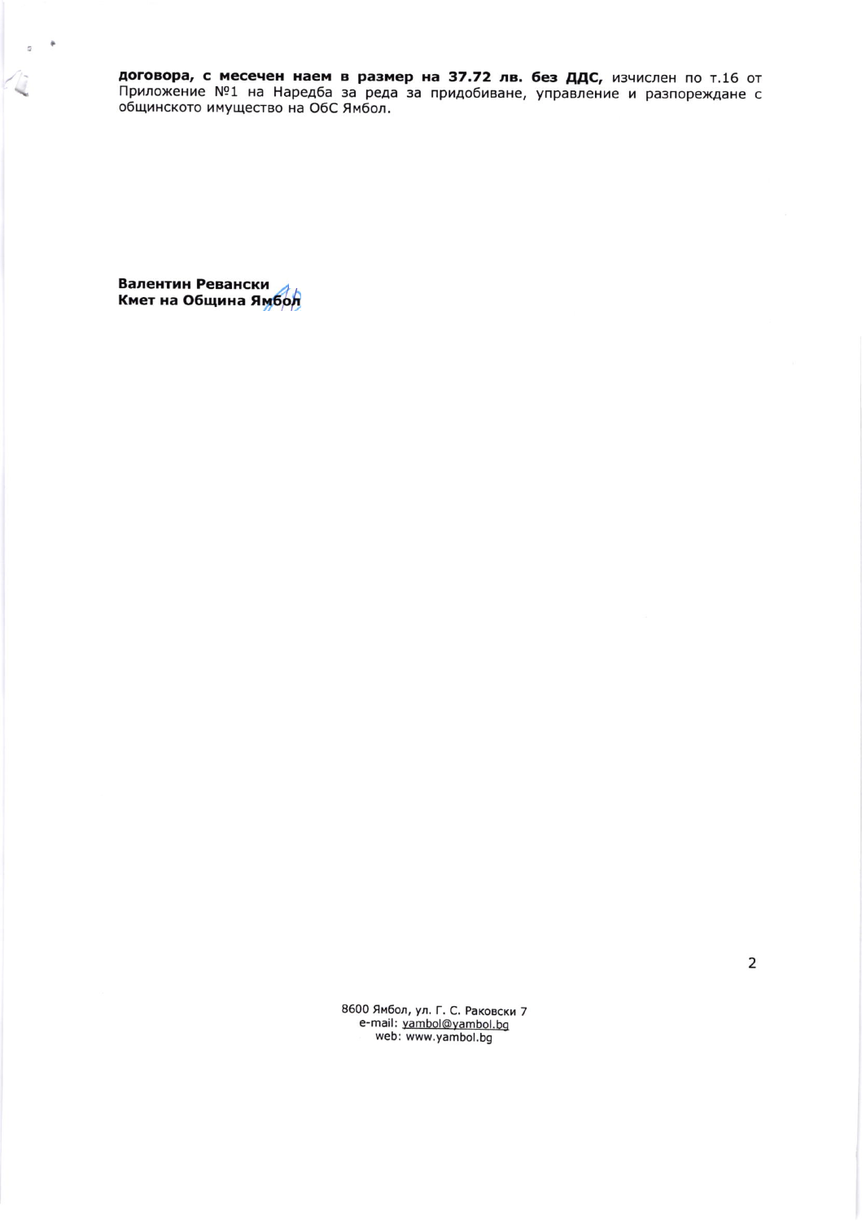**договора, с месечен наем в размер на 37.72 лв. без ДДС,** изчислен по т.16 от Приложение №1 на Наредба за реда за придобиване, управление и разпореждане с общинското имущество на ОбС Ямбол.

**Валентин Ревански**
**Кмет на Община Ямбол**

8600 Ямбол, ул. Г. С. Раковски 7
e-mail: yambol@yambol.bg
web: www.yambol.bg